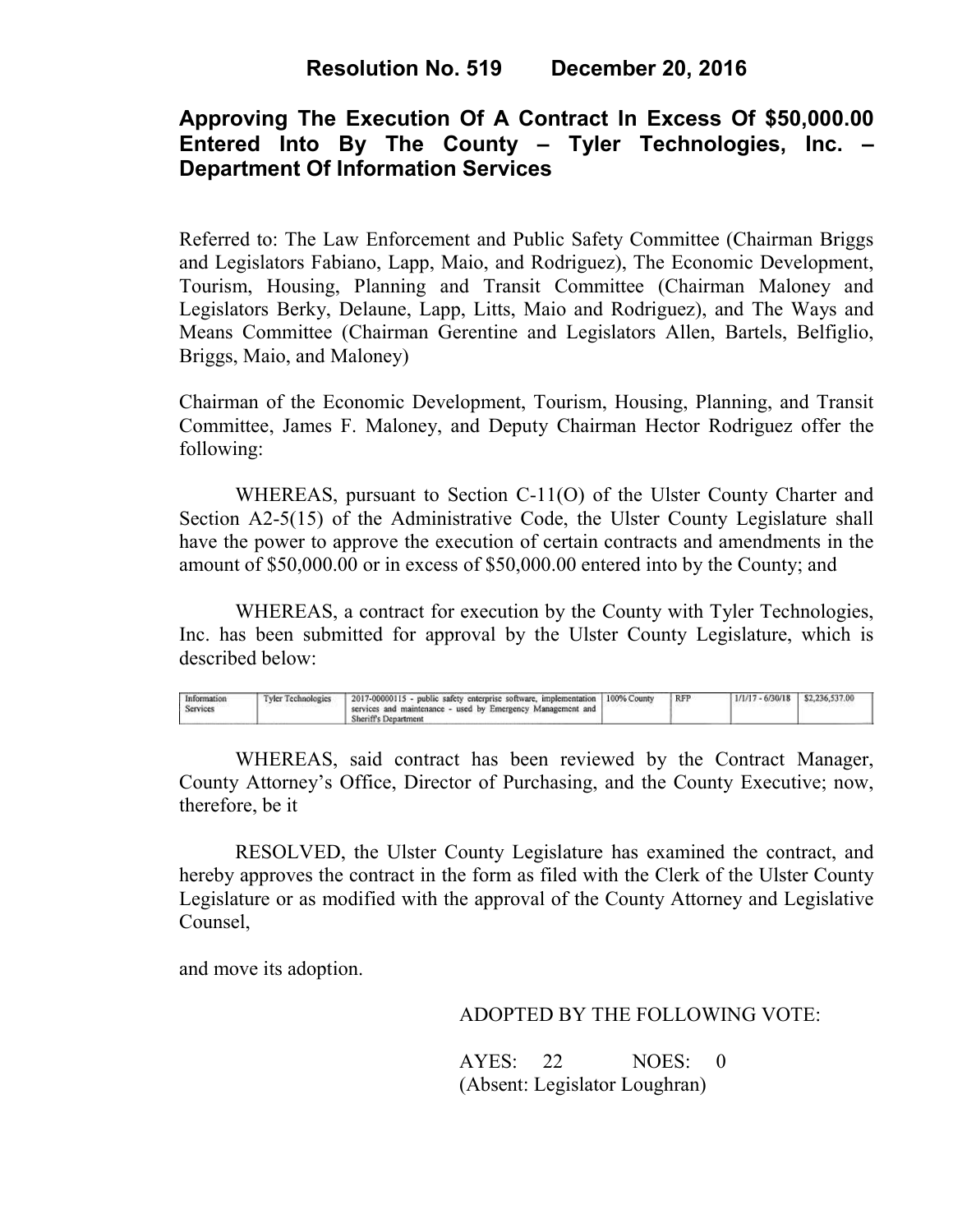# Resolution No. 519 December 20, 2016

## Approving The Execution Of A Contract In Excess Of $50,000.00 Entered Into By The County – Tyler Technologies, Inc. – Department Of Information Services

Referred to: The Law Enforcement and Public Safety Committee (Chairman Briggs and Legislators Fabiano, Lapp, Maio, and Rodriguez), The Economic Development, Tourism, Housing, Planning and Transit Committee (Chairman Maloney and Legislators Berky, Delaune, Lapp, Litts, Maio and Rodriguez), and The Ways and Means Committee (Chairman Gerentine and Legislators Allen, Bartels, Belfiglio, Briggs, Maio, and Maloney)

Chairman of the Economic Development, Tourism, Housing, Planning, and Transit Committee, James F. Maloney, and Deputy Chairman Hector Rodriguez offer the following:

WHEREAS, pursuant to Section C-11(O) of the Ulster County Charter and Section A2-5(15) of the Administrative Code, the Ulster County Legislature shall have the power to approve the execution of certain contracts and amendments in the amount of $50,000.00 or in excess of $50,000.00 entered into by the County; and

WHEREAS, a contract for execution by the County with Tyler Technologies, Inc. has been submitted for approval by the Ulster County Legislature, which is described below:

| | | | | | | |
|---|---|---|---|---|---|---|
| Information Services | Tyler Technologies | 2017-00000115 - public safety enterprise software, implementation services and maintenance - used by Emergency Management and Sheriff's Department | 100% County | RFP | 1/1/17 - 6/30/18 | $2,236,537.00 |

WHEREAS, said contract has been reviewed by the Contract Manager, County Attorney's Office, Director of Purchasing, and the County Executive; now, therefore, be it

RESOLVED, the Ulster County Legislature has examined the contract, and hereby approves the contract in the form as filed with the Clerk of the Ulster County Legislature or as modified with the approval of the County Attorney and Legislative Counsel,

and move its adoption.

ADOPTED BY THE FOLLOWING VOTE:

AYES: 22 NOES: 0
(Absent: Legislator Loughran)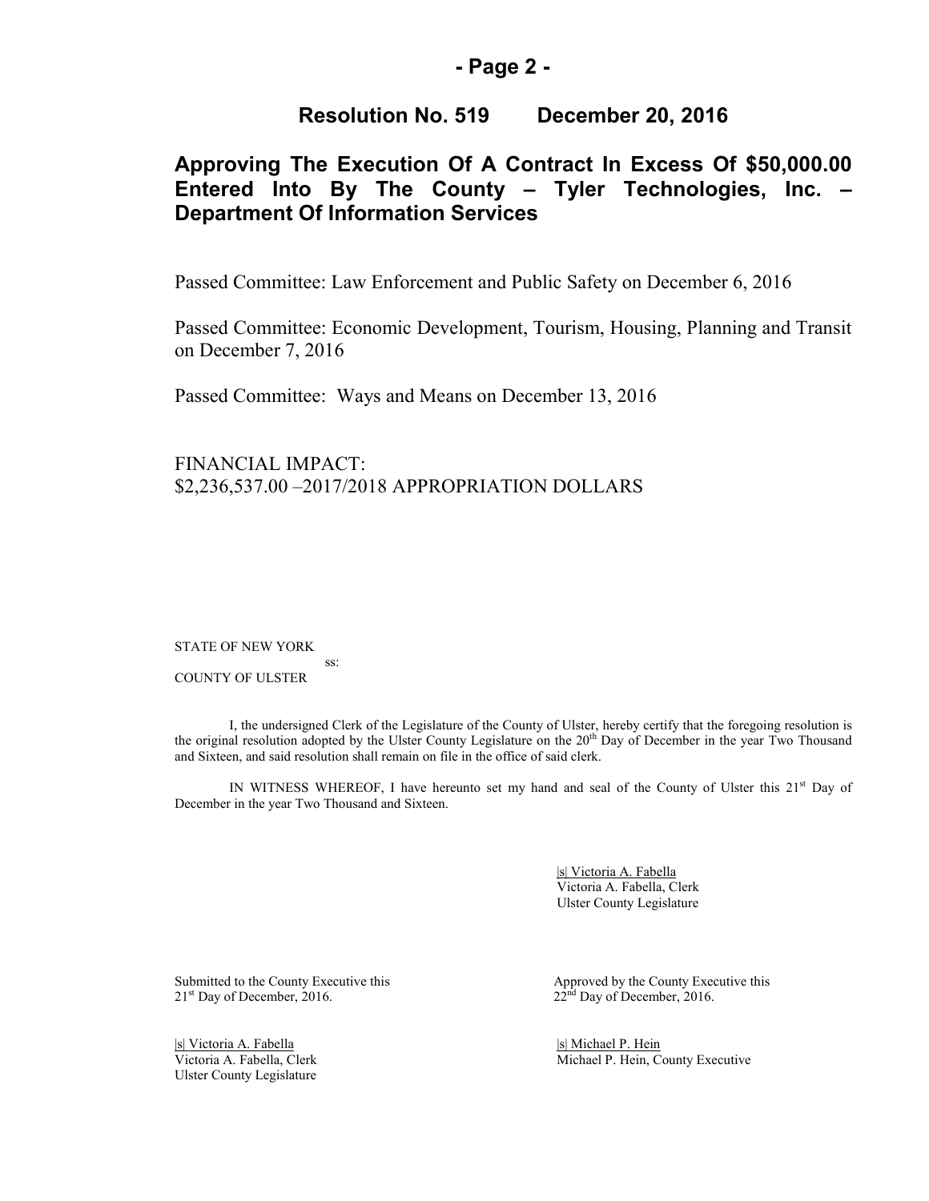## Resolution No. 519 December 20, 2016

## Approving The Execution Of A Contract In Excess Of $50,000.00 Entered Into By The County – Tyler Technologies, Inc. – Department Of Information Services

Passed Committee: Law Enforcement and Public Safety on December 6, 2016

Passed Committee: Economic Development, Tourism, Housing, Planning and Transit on December 7, 2016

Passed Committee: Ways and Means on December 13, 2016

FINANCIAL IMPACT:
$2,236,537.00 –2017/2018 APPROPRIATION DOLLARS

STATE OF NEW YORK
ss:
COUNTY OF ULSTER

I, the undersigned Clerk of the Legislature of the County of Ulster, hereby certify that the foregoing resolution is the original resolution adopted by the Ulster County Legislature on the 20th Day of December in the year Two Thousand and Sixteen, and said resolution shall remain on file in the office of said clerk.

IN WITNESS WHEREOF, I have hereunto set my hand and seal of the County of Ulster this 21st Day of December in the year Two Thousand and Sixteen.

|s| Victoria A. Fabella
Victoria A. Fabella, Clerk
Ulster County Legislature

Submitted to the County Executive this 21st Day of December, 2016.

|s| Victoria A. Fabella
Victoria A. Fabella, Clerk
Ulster County Legislature

Approved by the County Executive this 22nd Day of December, 2016.

|s| Michael P. Hein
Michael P. Hein, County Executive